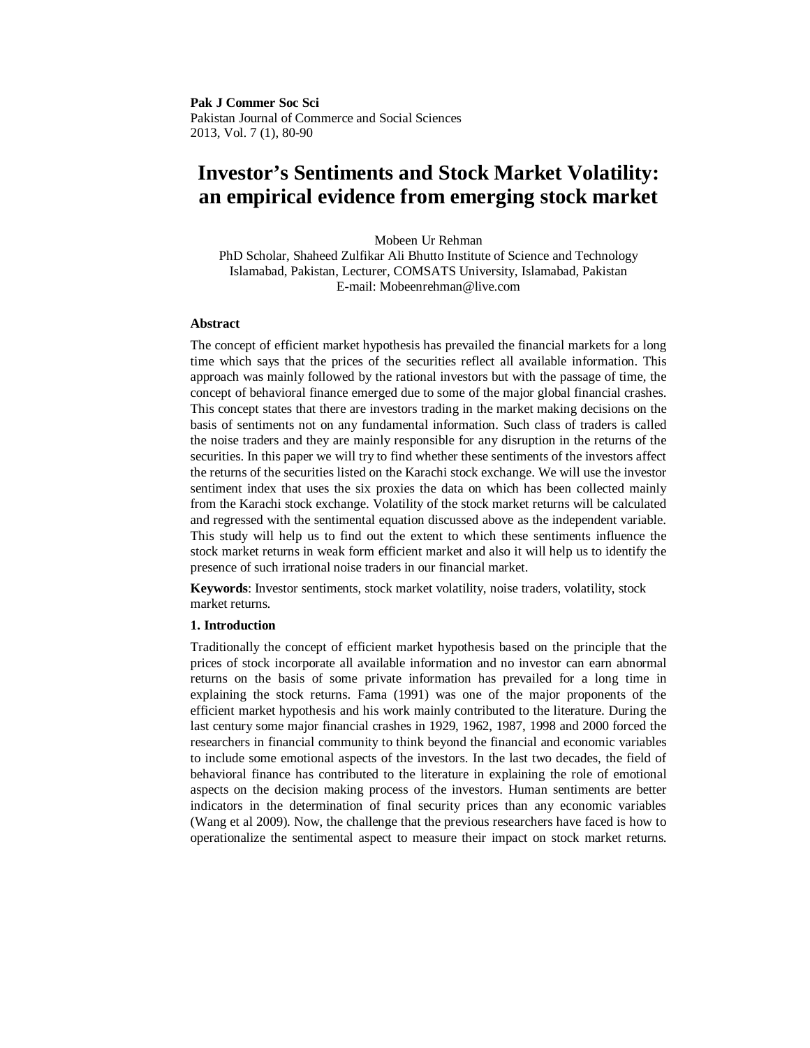**Pak J Commer Soc Sci**
Pakistan Journal of Commerce and Social Sciences
2013, Vol. 7 (1), 80-90

# Investor's Sentiments and Stock Market Volatility: an empirical evidence from emerging stock market

Mobeen Ur Rehman
PhD Scholar, Shaheed Zulfikar Ali Bhutto Institute of Science and Technology Islamabad, Pakistan, Lecturer, COMSATS University, Islamabad, Pakistan
E-mail: Mobeenrehman@live.com

## Abstract

The concept of efficient market hypothesis has prevailed the financial markets for a long time which says that the prices of the securities reflect all available information. This approach was mainly followed by the rational investors but with the passage of time, the concept of behavioral finance emerged due to some of the major global financial crashes. This concept states that there are investors trading in the market making decisions on the basis of sentiments not on any fundamental information. Such class of traders is called the noise traders and they are mainly responsible for any disruption in the returns of the securities. In this paper we will try to find whether these sentiments of the investors affect the returns of the securities listed on the Karachi stock exchange. We will use the investor sentiment index that uses the six proxies the data on which has been collected mainly from the Karachi stock exchange. Volatility of the stock market returns will be calculated and regressed with the sentimental equation discussed above as the independent variable. This study will help us to find out the extent to which these sentiments influence the stock market returns in weak form efficient market and also it will help us to identify the presence of such irrational noise traders in our financial market.

**Keywords**: Investor sentiments, stock market volatility, noise traders, volatility, stock market returns.

## 1. Introduction

Traditionally the concept of efficient market hypothesis based on the principle that the prices of stock incorporate all available information and no investor can earn abnormal returns on the basis of some private information has prevailed for a long time in explaining the stock returns. Fama (1991) was one of the major proponents of the efficient market hypothesis and his work mainly contributed to the literature. During the last century some major financial crashes in 1929, 1962, 1987, 1998 and 2000 forced the researchers in financial community to think beyond the financial and economic variables to include some emotional aspects of the investors. In the last two decades, the field of behavioral finance has contributed to the literature in explaining the role of emotional aspects on the decision making process of the investors. Human sentiments are better indicators in the determination of final security prices than any economic variables (Wang et al 2009). Now, the challenge that the previous researchers have faced is how to operationalize the sentimental aspect to measure their impact on stock market returns.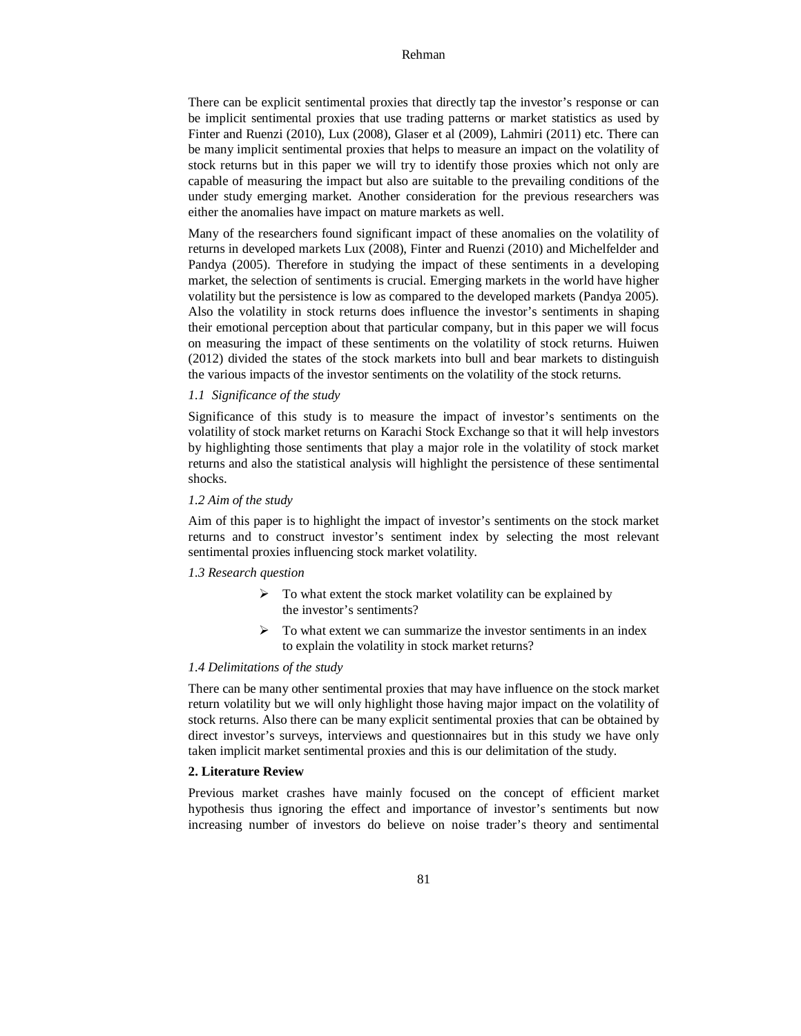There can be explicit sentimental proxies that directly tap the investor's response or can be implicit sentimental proxies that use trading patterns or market statistics as used by Finter and Ruenzi (2010), Lux (2008), Glaser et al (2009), Lahmiri (2011) etc. There can be many implicit sentimental proxies that helps to measure an impact on the volatility of stock returns but in this paper we will try to identify those proxies which not only are capable of measuring the impact but also are suitable to the prevailing conditions of the under study emerging market. Another consideration for the previous researchers was either the anomalies have impact on mature markets as well.

Many of the researchers found significant impact of these anomalies on the volatility of returns in developed markets Lux (2008), Finter and Ruenzi (2010) and Michelfelder and Pandya (2005). Therefore in studying the impact of these sentiments in a developing market, the selection of sentiments is crucial. Emerging markets in the world have higher volatility but the persistence is low as compared to the developed markets (Pandya 2005). Also the volatility in stock returns does influence the investor's sentiments in shaping their emotional perception about that particular company, but in this paper we will focus on measuring the impact of these sentiments on the volatility of stock returns. Huiwen (2012) divided the states of the stock markets into bull and bear markets to distinguish the various impacts of the investor sentiments on the volatility of the stock returns.

### *1.1 Significance of the study*

Significance of this study is to measure the impact of investor's sentiments on the volatility of stock market returns on Karachi Stock Exchange so that it will help investors by highlighting those sentiments that play a major role in the volatility of stock market returns and also the statistical analysis will highlight the persistence of these sentimental shocks.

### *1.2 Aim of the study*

Aim of this paper is to highlight the impact of investor's sentiments on the stock market returns and to construct investor's sentiment index by selecting the most relevant sentimental proxies influencing stock market volatility.

### *1.3 Research question*

- To what extent the stock market volatility can be explained by the investor's sentiments?
- To what extent we can summarize the investor sentiments in an index to explain the volatility in stock market returns?

### *1.4 Delimitations of the study*

There can be many other sentimental proxies that may have influence on the stock market return volatility but we will only highlight those having major impact on the volatility of stock returns. Also there can be many explicit sentimental proxies that can be obtained by direct investor's surveys, interviews and questionnaires but in this study we have only taken implicit market sentimental proxies and this is our delimitation of the study.

## **2. Literature Review**

Previous market crashes have mainly focused on the concept of efficient market hypothesis thus ignoring the effect and importance of investor's sentiments but now increasing number of investors do believe on noise trader's theory and sentimental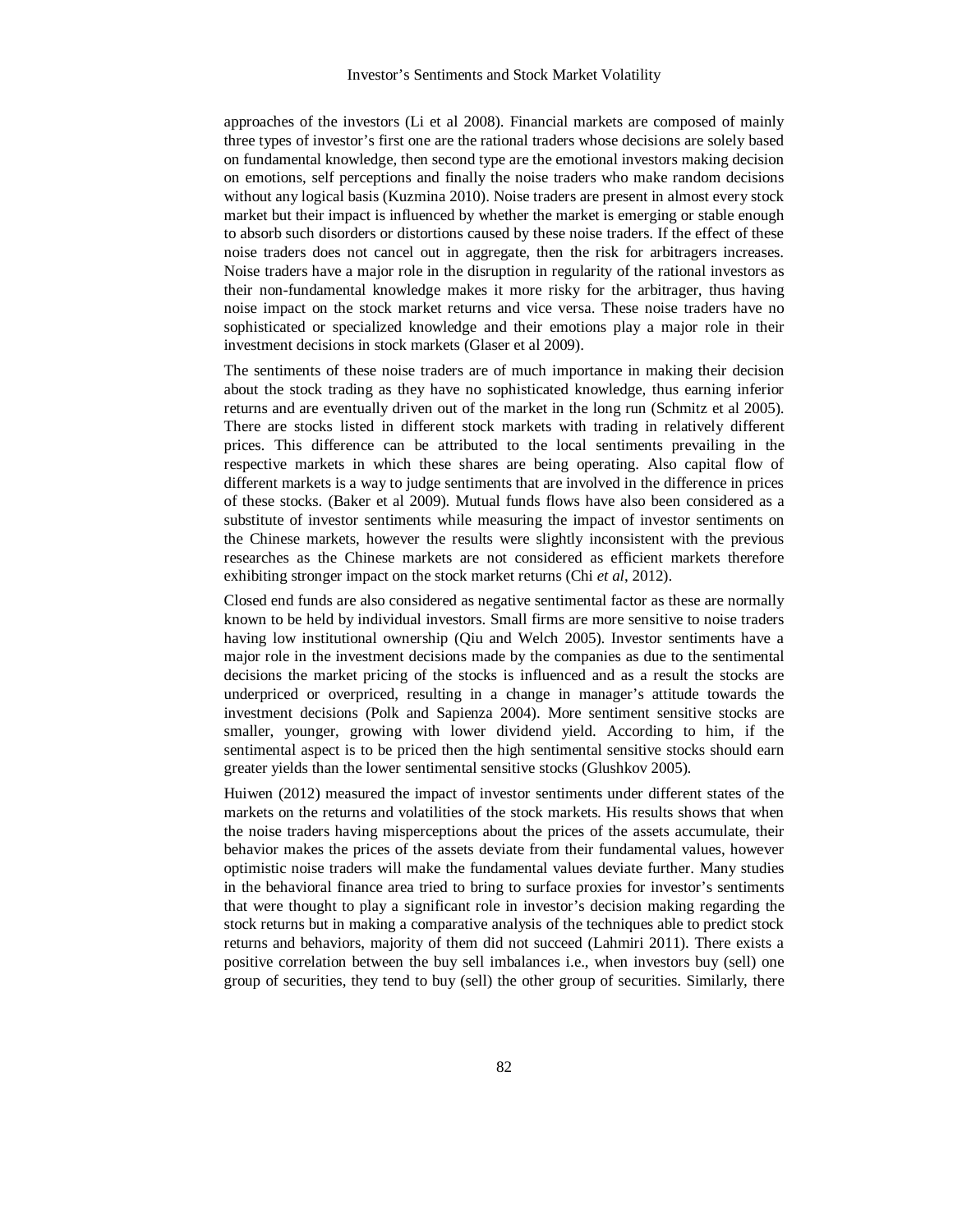approaches of the investors (Li et al 2008). Financial markets are composed of mainly three types of investor's first one are the rational traders whose decisions are solely based on fundamental knowledge, then second type are the emotional investors making decision on emotions, self perceptions and finally the noise traders who make random decisions without any logical basis (Kuzmina 2010). Noise traders are present in almost every stock market but their impact is influenced by whether the market is emerging or stable enough to absorb such disorders or distortions caused by these noise traders. If the effect of these noise traders does not cancel out in aggregate, then the risk for arbitragers increases. Noise traders have a major role in the disruption in regularity of the rational investors as their non-fundamental knowledge makes it more risky for the arbitrager, thus having noise impact on the stock market returns and vice versa. These noise traders have no sophisticated or specialized knowledge and their emotions play a major role in their investment decisions in stock markets (Glaser et al 2009).

The sentiments of these noise traders are of much importance in making their decision about the stock trading as they have no sophisticated knowledge, thus earning inferior returns and are eventually driven out of the market in the long run (Schmitz et al 2005). There are stocks listed in different stock markets with trading in relatively different prices. This difference can be attributed to the local sentiments prevailing in the respective markets in which these shares are being operating. Also capital flow of different markets is a way to judge sentiments that are involved in the difference in prices of these stocks. (Baker et al 2009). Mutual funds flows have also been considered as a substitute of investor sentiments while measuring the impact of investor sentiments on the Chinese markets, however the results were slightly inconsistent with the previous researches as the Chinese markets are not considered as efficient markets therefore exhibiting stronger impact on the stock market returns (Chi *et al*, 2012).

Closed end funds are also considered as negative sentimental factor as these are normally known to be held by individual investors. Small firms are more sensitive to noise traders having low institutional ownership (Qiu and Welch 2005). Investor sentiments have a major role in the investment decisions made by the companies as due to the sentimental decisions the market pricing of the stocks is influenced and as a result the stocks are underpriced or overpriced, resulting in a change in manager's attitude towards the investment decisions (Polk and Sapienza 2004). More sentiment sensitive stocks are smaller, younger, growing with lower dividend yield. According to him, if the sentimental aspect is to be priced then the high sentimental sensitive stocks should earn greater yields than the lower sentimental sensitive stocks (Glushkov 2005).

Huiwen (2012) measured the impact of investor sentiments under different states of the markets on the returns and volatilities of the stock markets. His results shows that when the noise traders having misperceptions about the prices of the assets accumulate, their behavior makes the prices of the assets deviate from their fundamental values, however optimistic noise traders will make the fundamental values deviate further. Many studies in the behavioral finance area tried to bring to surface proxies for investor's sentiments that were thought to play a significant role in investor's decision making regarding the stock returns but in making a comparative analysis of the techniques able to predict stock returns and behaviors, majority of them did not succeed (Lahmiri 2011). There exists a positive correlation between the buy sell imbalances i.e., when investors buy (sell) one group of securities, they tend to buy (sell) the other group of securities. Similarly, there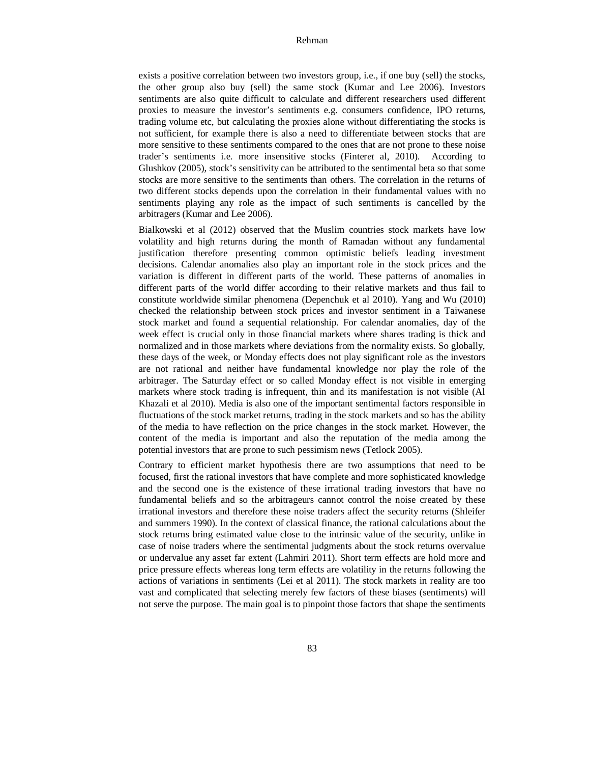exists a positive correlation between two investors group, i.e., if one buy (sell) the stocks, the other group also buy (sell) the same stock (Kumar and Lee 2006). Investors sentiments are also quite difficult to calculate and different researchers used different proxies to measure the investor's sentiments e.g. consumers confidence, IPO returns, trading volume etc, but calculating the proxies alone without differentiating the stocks is not sufficient, for example there is also a need to differentiate between stocks that are more sensitive to these sentiments compared to the ones that are not prone to these noise trader's sentiments i.e. more insensitive stocks (Finter*et* al, 2010). According to Glushkov (2005), stock's sensitivity can be attributed to the sentimental beta so that some stocks are more sensitive to the sentiments than others. The correlation in the returns of two different stocks depends upon the correlation in their fundamental values with no sentiments playing any role as the impact of such sentiments is cancelled by the arbitragers (Kumar and Lee 2006).

Bialkowski et al (2012) observed that the Muslim countries stock markets have low volatility and high returns during the month of Ramadan without any fundamental justification therefore presenting common optimistic beliefs leading investment decisions. Calendar anomalies also play an important role in the stock prices and the variation is different in different parts of the world. These patterns of anomalies in different parts of the world differ according to their relative markets and thus fail to constitute worldwide similar phenomena (Depenchuk et al 2010). Yang and Wu (2010) checked the relationship between stock prices and investor sentiment in a Taiwanese stock market and found a sequential relationship. For calendar anomalies, day of the week effect is crucial only in those financial markets where shares trading is thick and normalized and in those markets where deviations from the normality exists. So globally, these days of the week, or Monday effects does not play significant role as the investors are not rational and neither have fundamental knowledge nor play the role of the arbitrager. The Saturday effect or so called Monday effect is not visible in emerging markets where stock trading is infrequent, thin and its manifestation is not visible (Al Khazali et al 2010). Media is also one of the important sentimental factors responsible in fluctuations of the stock market returns, trading in the stock markets and so has the ability of the media to have reflection on the price changes in the stock market. However, the content of the media is important and also the reputation of the media among the potential investors that are prone to such pessimism news (Tetlock 2005).

Contrary to efficient market hypothesis there are two assumptions that need to be focused, first the rational investors that have complete and more sophisticated knowledge and the second one is the existence of these irrational trading investors that have no fundamental beliefs and so the arbitrageurs cannot control the noise created by these irrational investors and therefore these noise traders affect the security returns (Shleifer and summers 1990). In the context of classical finance, the rational calculations about the stock returns bring estimated value close to the intrinsic value of the security, unlike in case of noise traders where the sentimental judgments about the stock returns overvalue or undervalue any asset far extent (Lahmiri 2011). Short term effects are hold more and price pressure effects whereas long term effects are volatility in the returns following the actions of variations in sentiments (Lei et al 2011). The stock markets in reality are too vast and complicated that selecting merely few factors of these biases (sentiments) will not serve the purpose. The main goal is to pinpoint those factors that shape the sentiments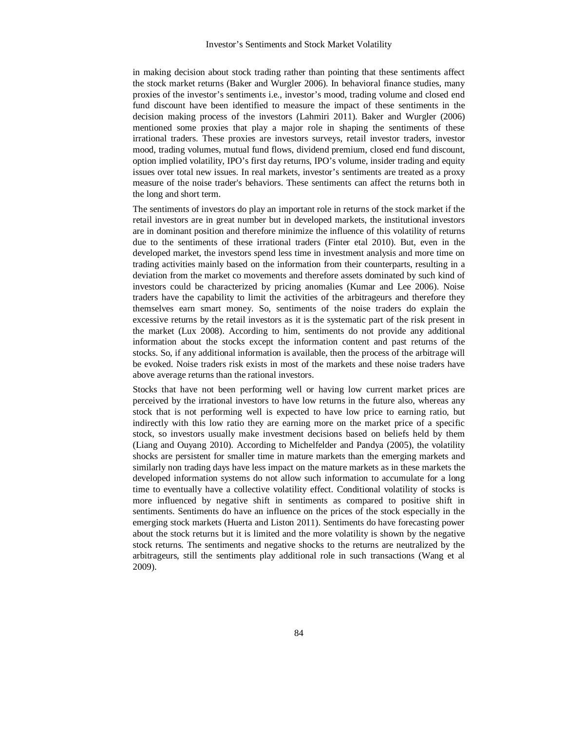in making decision about stock trading rather than pointing that these sentiments affect the stock market returns (Baker and Wurgler 2006). In behavioral finance studies, many proxies of the investor's sentiments i.e., investor's mood, trading volume and closed end fund discount have been identified to measure the impact of these sentiments in the decision making process of the investors (Lahmiri 2011). Baker and Wurgler (2006) mentioned some proxies that play a major role in shaping the sentiments of these irrational traders. These proxies are investors surveys, retail investor traders, investor mood, trading volumes, mutual fund flows, dividend premium, closed end fund discount, option implied volatility, IPO's first day returns, IPO's volume, insider trading and equity issues over total new issues. In real markets, investor's sentiments are treated as a proxy measure of the noise trader's behaviors. These sentiments can affect the returns both in the long and short term.

The sentiments of investors do play an important role in returns of the stock market if the retail investors are in great number but in developed markets, the institutional investors are in dominant position and therefore minimize the influence of this volatility of returns due to the sentiments of these irrational traders (Finter etal 2010). But, even in the developed market, the investors spend less time in investment analysis and more time on trading activities mainly based on the information from their counterparts, resulting in a deviation from the market co movements and therefore assets dominated by such kind of investors could be characterized by pricing anomalies (Kumar and Lee 2006). Noise traders have the capability to limit the activities of the arbitrageurs and therefore they themselves earn smart money. So, sentiments of the noise traders do explain the excessive returns by the retail investors as it is the systematic part of the risk present in the market (Lux 2008). According to him, sentiments do not provide any additional information about the stocks except the information content and past returns of the stocks. So, if any additional information is available, then the process of the arbitrage will be evoked. Noise traders risk exists in most of the markets and these noise traders have above average returns than the rational investors.

Stocks that have not been performing well or having low current market prices are perceived by the irrational investors to have low returns in the future also, whereas any stock that is not performing well is expected to have low price to earning ratio, but indirectly with this low ratio they are earning more on the market price of a specific stock, so investors usually make investment decisions based on beliefs held by them (Liang and Ouyang 2010). According to Michelfelder and Pandya (2005), the volatility shocks are persistent for smaller time in mature markets than the emerging markets and similarly non trading days have less impact on the mature markets as in these markets the developed information systems do not allow such information to accumulate for a long time to eventually have a collective volatility effect. Conditional volatility of stocks is more influenced by negative shift in sentiments as compared to positive shift in sentiments. Sentiments do have an influence on the prices of the stock especially in the emerging stock markets (Huerta and Liston 2011). Sentiments do have forecasting power about the stock returns but it is limited and the more volatility is shown by the negative stock returns. The sentiments and negative shocks to the returns are neutralized by the arbitrageurs, still the sentiments play additional role in such transactions (Wang et al 2009).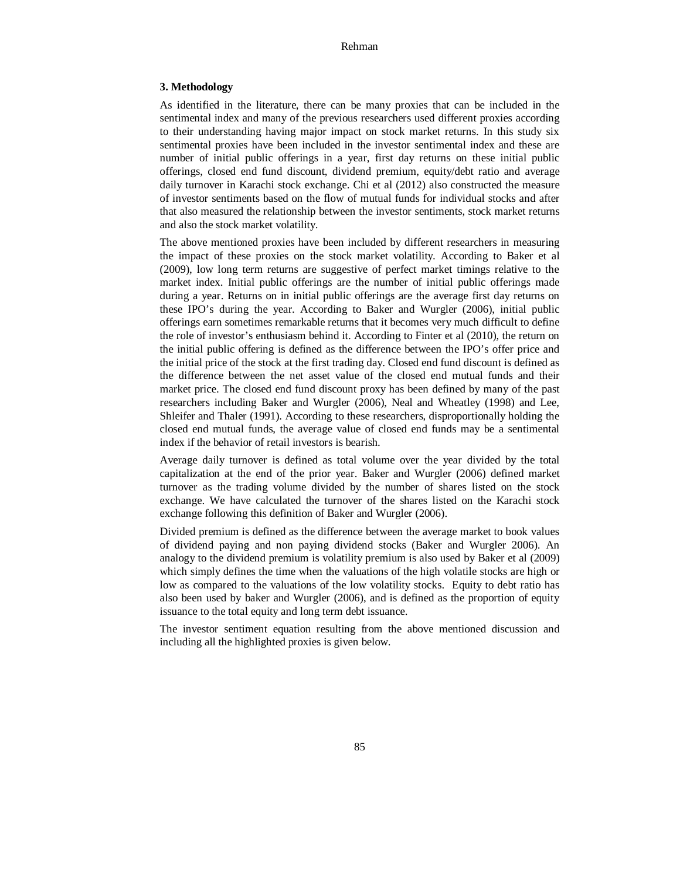### 3. Methodology

As identified in the literature, there can be many proxies that can be included in the sentimental index and many of the previous researchers used different proxies according to their understanding having major impact on stock market returns. In this study six sentimental proxies have been included in the investor sentimental index and these are number of initial public offerings in a year, first day returns on these initial public offerings, closed end fund discount, dividend premium, equity/debt ratio and average daily turnover in Karachi stock exchange. Chi et al (2012) also constructed the measure of investor sentiments based on the flow of mutual funds for individual stocks and after that also measured the relationship between the investor sentiments, stock market returns and also the stock market volatility.

The above mentioned proxies have been included by different researchers in measuring the impact of these proxies on the stock market volatility. According to Baker et al (2009), low long term returns are suggestive of perfect market timings relative to the market index. Initial public offerings are the number of initial public offerings made during a year. Returns on in initial public offerings are the average first day returns on these IPO's during the year. According to Baker and Wurgler (2006), initial public offerings earn sometimes remarkable returns that it becomes very much difficult to define the role of investor's enthusiasm behind it. According to Finter et al (2010), the return on the initial public offering is defined as the difference between the IPO's offer price and the initial price of the stock at the first trading day. Closed end fund discount is defined as the difference between the net asset value of the closed end mutual funds and their market price. The closed end fund discount proxy has been defined by many of the past researchers including Baker and Wurgler (2006), Neal and Wheatley (1998) and Lee, Shleifer and Thaler (1991). According to these researchers, disproportionally holding the closed end mutual funds, the average value of closed end funds may be a sentimental index if the behavior of retail investors is bearish.

Average daily turnover is defined as total volume over the year divided by the total capitalization at the end of the prior year. Baker and Wurgler (2006) defined market turnover as the trading volume divided by the number of shares listed on the stock exchange. We have calculated the turnover of the shares listed on the Karachi stock exchange following this definition of Baker and Wurgler (2006).

Divided premium is defined as the difference between the average market to book values of dividend paying and non paying dividend stocks (Baker and Wurgler 2006). An analogy to the dividend premium is volatility premium is also used by Baker et al (2009) which simply defines the time when the valuations of the high volatile stocks are high or low as compared to the valuations of the low volatility stocks. Equity to debt ratio has also been used by baker and Wurgler (2006), and is defined as the proportion of equity issuance to the total equity and long term debt issuance.

The investor sentiment equation resulting from the above mentioned discussion and including all the highlighted proxies is given below.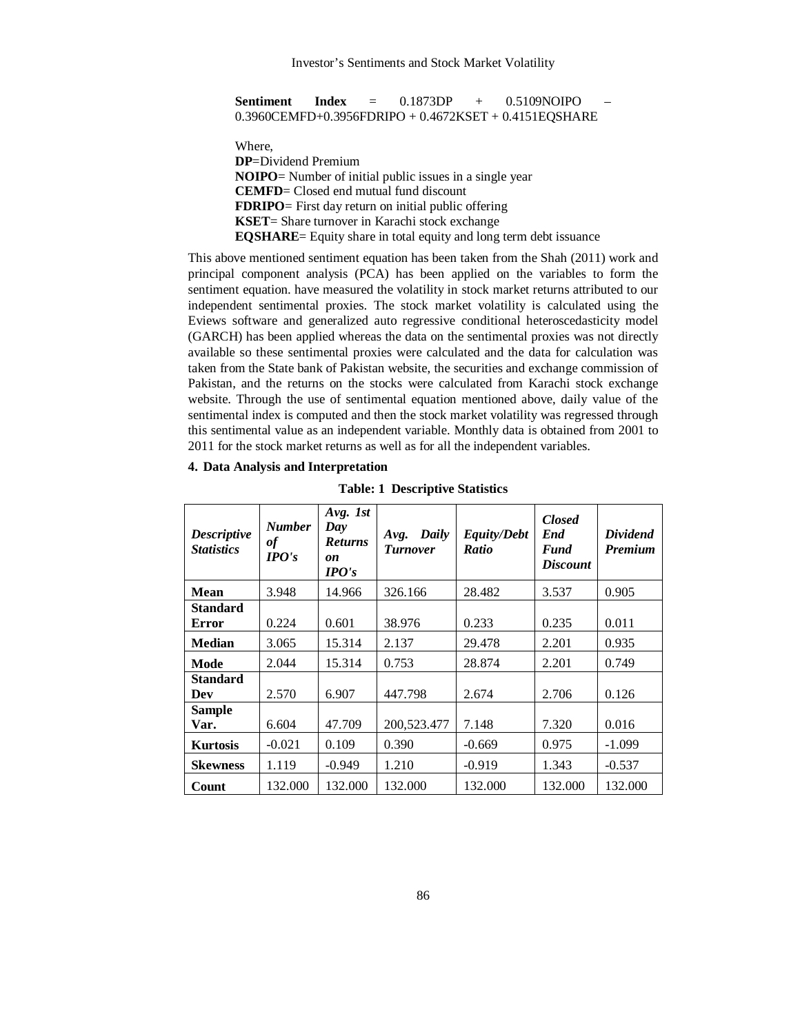**Sentiment Index** = 0.1873DP + 0.5109NOIPO – 0.3960CEMFD+0.3956FDRIPO + 0.4672KSET + 0.4151EQSHARE

Where,
**DP**=Dividend Premium
**NOIPO**= Number of initial public issues in a single year
**CEMFD**= Closed end mutual fund discount
**FDRIPO**= First day return on initial public offering
**KSET**= Share turnover in Karachi stock exchange
**EQSHARE**= Equity share in total equity and long term debt issuance

This above mentioned sentiment equation has been taken from the Shah (2011) work and principal component analysis (PCA) has been applied on the variables to form the sentiment equation. have measured the volatility in stock market returns attributed to our independent sentimental proxies. The stock market volatility is calculated using the Eviews software and generalized auto regressive conditional heteroscedasticity model (GARCH) has been applied whereas the data on the sentimental proxies was not directly available so these sentimental proxies were calculated and the data for calculation was taken from the State bank of Pakistan website, the securities and exchange commission of Pakistan, and the returns on the stocks were calculated from Karachi stock exchange website. Through the use of sentimental equation mentioned above, daily value of the sentimental index is computed and then the stock market volatility was regressed through this sentimental value as an independent variable. Monthly data is obtained from 2001 to 2011 for the stock market returns as well as for all the independent variables.

## 4. Data Analysis and Interpretation

**Table: 1 Descriptive Statistics**

| *Descriptive Statistics* | *Number of IPO's* | *Avg. 1st Day Returns on IPO's* | *Avg. Daily Turnover* | *Equity/Debt Ratio* | *Closed End Fund Discount* | *Dividend Premium* |
|---|---|---|---|---|---|---|
| **Mean** | 3.948 | 14.966 | 326.166 | 28.482 | 3.537 | 0.905 |
| **Standard Error** | 0.224 | 0.601 | 38.976 | 0.233 | 0.235 | 0.011 |
| **Median** | 3.065 | 15.314 | 2.137 | 29.478 | 2.201 | 0.935 |
| **Mode** | 2.044 | 15.314 | 0.753 | 28.874 | 2.201 | 0.749 |
| **Standard Dev** | 2.570 | 6.907 | 447.798 | 2.674 | 2.706 | 0.126 |
| **Sample Var.** | 6.604 | 47.709 | 200,523.477 | 7.148 | 7.320 | 0.016 |
| **Kurtosis** | -0.021 | 0.109 | 0.390 | -0.669 | 0.975 | -1.099 |
| **Skewness** | 1.119 | -0.949 | 1.210 | -0.919 | 1.343 | -0.537 |
| **Count** | 132.000 | 132.000 | 132.000 | 132.000 | 132.000 | 132.000 |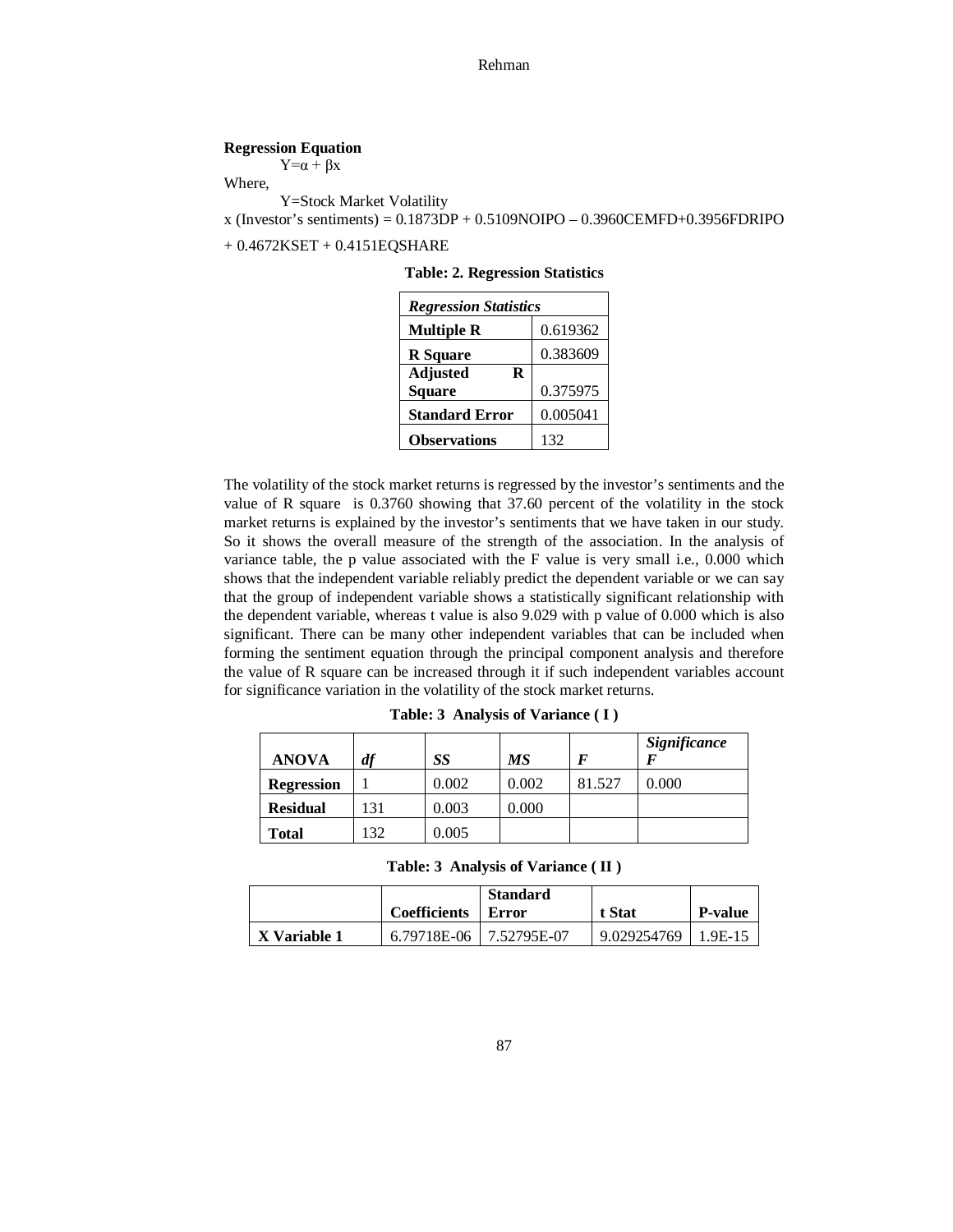**Regression Equation**

$Y=\alpha + \beta x$

Where,

Y=Stock Market Volatility

x (Investor's sentiments) = 0.1873DP + 0.5109NOIPO – 0.3960CEMFD+0.3956FDRIPO + 0.4672KSET + 0.4151EQSHARE

**Table: 2. Regression Statistics**

| *Regression Statistics* | |
|---|---|
| **Multiple R** | 0.619362 |
| **R Square** | 0.383609 |
| **Adjusted R Square** | 0.375975 |
| **Standard Error** | 0.005041 |
| **Observations** | 132 |

The volatility of the stock market returns is regressed by the investor's sentiments and the value of R square is 0.3760 showing that 37.60 percent of the volatility in the stock market returns is explained by the investor's sentiments that we have taken in our study. So it shows the overall measure of the strength of the association. In the analysis of variance table, the p value associated with the F value is very small i.e., 0.000 which shows that the independent variable reliably predict the dependent variable or we can say that the group of independent variable shows a statistically significant relationship with the dependent variable, whereas t value is also 9.029 with p value of 0.000 which is also significant. There can be many other independent variables that can be included when forming the sentiment equation through the principal component analysis and therefore the value of R square can be increased through it if such independent variables account for significance variation in the volatility of the stock market returns.

**Table: 3 Analysis of Variance ( I )**

| ANOVA | *df* | *SS* | *MS* | *F* | *Significance F* |
|---|---|---|---|---|---|
| **Regression** | 1 | 0.002 | 0.002 | 81.527 | 0.000 |
| **Residual** | 131 | 0.003 | 0.000 | | |
| **Total** | 132 | 0.005 | | | |

**Table: 3 Analysis of Variance ( II )**

| | Coefficients | Standard Error | t Stat | P-value |
|---|---|---|---|---|
| **X Variable 1** | 6.79718E-06 | 7.52795E-07 | 9.029254769 | 1.9E-15 |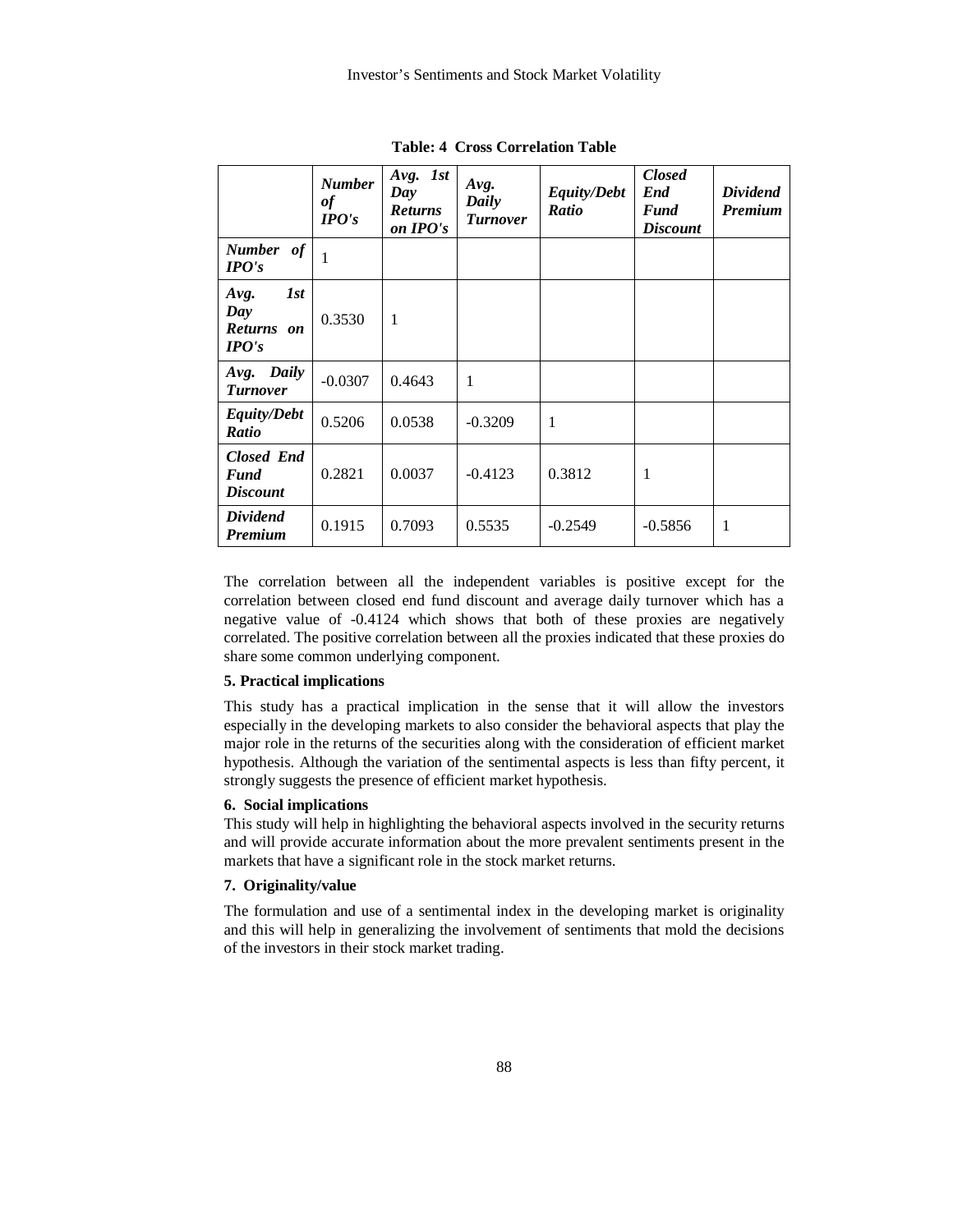**Table: 4 Cross Correlation Table**

| | ***Number of IPO's*** | ***Avg. 1st Day Returns on IPO's*** | ***Avg. Daily Turnover*** | ***Equity/Debt Ratio*** | ***Closed End Fund Discount*** | ***Dividend Premium*** |
|---|---|---|---|---|---|---|
| ***Number of IPO's*** | 1 | | | | | |
| ***Avg. 1st Day Returns on IPO's*** | 0.3530 | 1 | | | | |
| ***Avg. Daily Turnover*** | -0.0307 | 0.4643 | 1 | | | |
| ***Equity/Debt Ratio*** | 0.5206 | 0.0538 | -0.3209 | 1 | | |
| ***Closed End Fund Discount*** | 0.2821 | 0.0037 | -0.4123 | 0.3812 | 1 | |
| ***Dividend Premium*** | 0.1915 | 0.7093 | 0.5535 | -0.2549 | -0.5856 | 1 |

The correlation between all the independent variables is positive except for the correlation between closed end fund discount and average daily turnover which has a negative value of -0.4124 which shows that both of these proxies are negatively correlated. The positive correlation between all the proxies indicated that these proxies do share some common underlying component.

## 5. Practical implications

This study has a practical implication in the sense that it will allow the investors especially in the developing markets to also consider the behavioral aspects that play the major role in the returns of the securities along with the consideration of efficient market hypothesis. Although the variation of the sentimental aspects is less than fifty percent, it strongly suggests the presence of efficient market hypothesis.

## 6. Social implications

This study will help in highlighting the behavioral aspects involved in the security returns and will provide accurate information about the more prevalent sentiments present in the markets that have a significant role in the stock market returns.

## 7. Originality/value

The formulation and use of a sentimental index in the developing market is originality and this will help in generalizing the involvement of sentiments that mold the decisions of the investors in their stock market trading.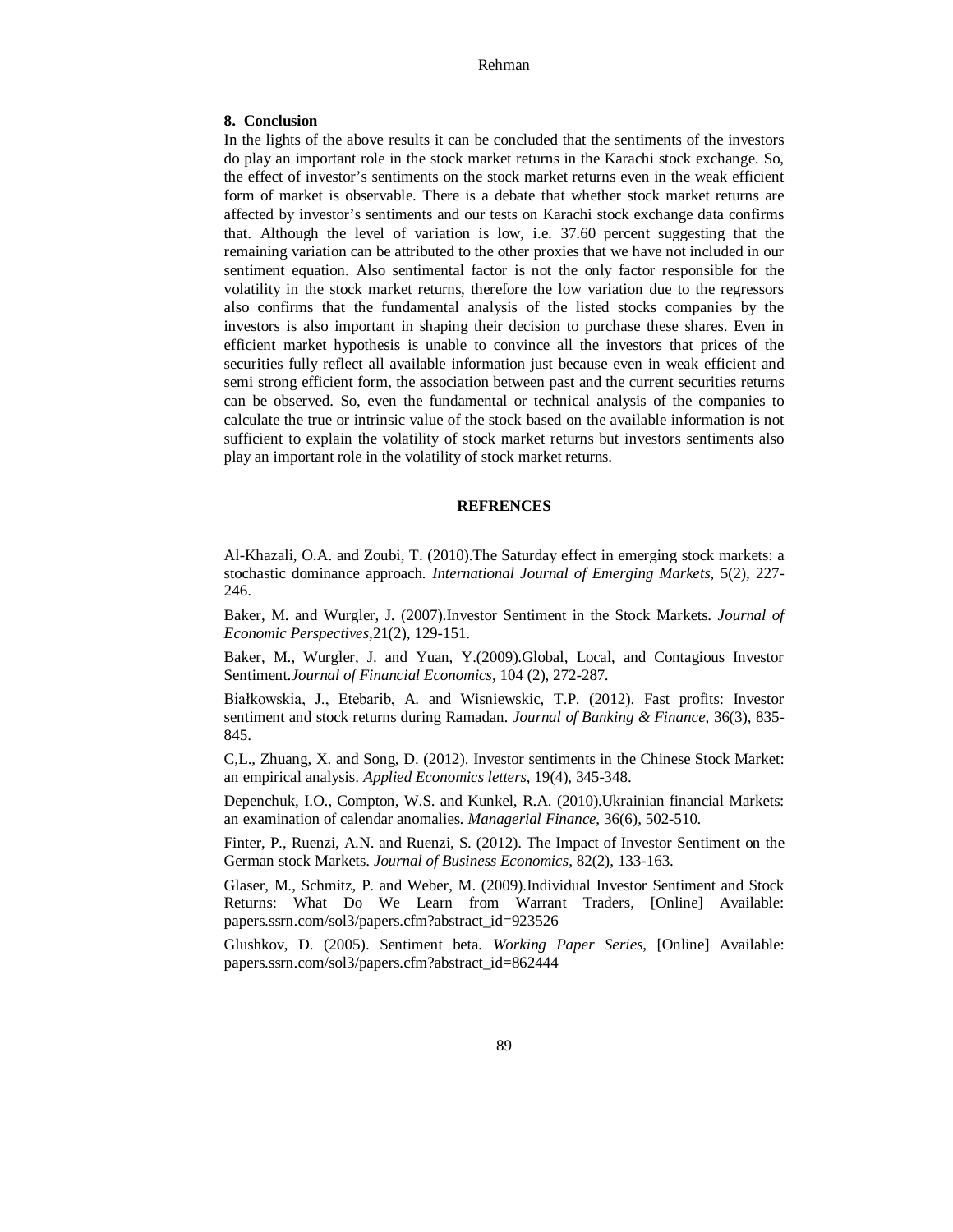## 8. Conclusion

In the lights of the above results it can be concluded that the sentiments of the investors do play an important role in the stock market returns in the Karachi stock exchange. So, the effect of investor's sentiments on the stock market returns even in the weak efficient form of market is observable. There is a debate that whether stock market returns are affected by investor's sentiments and our tests on Karachi stock exchange data confirms that. Although the level of variation is low, i.e. 37.60 percent suggesting that the remaining variation can be attributed to the other proxies that we have not included in our sentiment equation. Also sentimental factor is not the only factor responsible for the volatility in the stock market returns, therefore the low variation due to the regressors also confirms that the fundamental analysis of the listed stocks companies by the investors is also important in shaping their decision to purchase these shares. Even in efficient market hypothesis is unable to convince all the investors that prices of the securities fully reflect all available information just because even in weak efficient and semi strong efficient form, the association between past and the current securities returns can be observed. So, even the fundamental or technical analysis of the companies to calculate the true or intrinsic value of the stock based on the available information is not sufficient to explain the volatility of stock market returns but investors sentiments also play an important role in the volatility of stock market returns.

## REFRENCES

Al-Khazali, O.A. and Zoubi, T. (2010).The Saturday effect in emerging stock markets: a stochastic dominance approach. *International Journal of Emerging Markets*, 5(2), 227-246.

Baker, M. and Wurgler, J. (2007).Investor Sentiment in the Stock Markets. *Journal of Economic Perspectives*,21(2), 129-151.

Baker, M., Wurgler, J. and Yuan, Y.(2009).Global, Local, and Contagious Investor Sentiment.*Journal of Financial Economics*, 104 (2), 272-287.

Białkowskia, J., Etebarib, A. and Wisniewskic, T.P. (2012). Fast profits: Investor sentiment and stock returns during Ramadan. *Journal of Banking & Finance*, 36(3), 835-845.

C,L., Zhuang, X. and Song, D. (2012). Investor sentiments in the Chinese Stock Market: an empirical analysis. *Applied Economics letters*, 19(4), 345-348.

Depenchuk, I.O., Compton, W.S. and Kunkel, R.A. (2010).Ukrainian financial Markets: an examination of calendar anomalies. *Managerial Finance*, 36(6), 502-510.

Finter, P., Ruenzi, A.N. and Ruenzi, S. (2012). The Impact of Investor Sentiment on the German stock Markets. *Journal of Business Economics*, 82(2), 133-163.

Glaser, M., Schmitz, P. and Weber, M. (2009).Individual Investor Sentiment and Stock Returns: What Do We Learn from Warrant Traders, [Online] Available: papers.ssrn.com/sol3/papers.cfm?abstract_id=923526

Glushkov, D. (2005). Sentiment beta. *Working Paper Series*, [Online] Available: papers.ssrn.com/sol3/papers.cfm?abstract_id=862444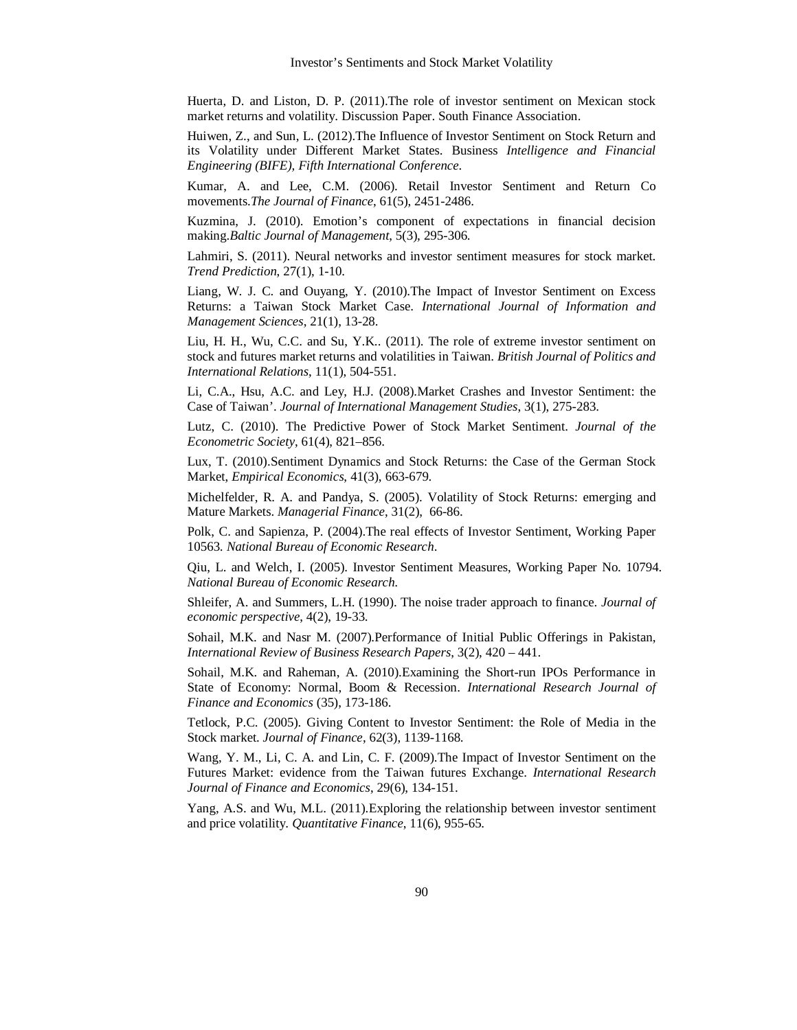Huerta, D. and Liston, D. P. (2011).The role of investor sentiment on Mexican stock market returns and volatility. Discussion Paper. South Finance Association.

Huiwen, Z., and Sun, L. (2012).The Influence of Investor Sentiment on Stock Return and its Volatility under Different Market States. Business *Intelligence and Financial Engineering (BIFE), Fifth International Conference*.

Kumar, A. and Lee, C.M. (2006). Retail Investor Sentiment and Return Co movements.*The Journal of Finance*, 61(5), 2451-2486.

Kuzmina, J. (2010). Emotion's component of expectations in financial decision making.*Baltic Journal of Management*, 5(3), 295-306.

Lahmiri, S. (2011). Neural networks and investor sentiment measures for stock market. *Trend Prediction*, 27(1), 1-10.

Liang, W. J. C. and Ouyang, Y. (2010).The Impact of Investor Sentiment on Excess Returns: a Taiwan Stock Market Case. *International Journal of Information and Management Sciences*, 21(1), 13-28.

Liu, H. H., Wu, C.C. and Su, Y.K.. (2011). The role of extreme investor sentiment on stock and futures market returns and volatilities in Taiwan. *British Journal of Politics and International Relations*, 11(1), 504-551.

Li, C.A., Hsu, A.C. and Ley, H.J. (2008).Market Crashes and Investor Sentiment: the Case of Taiwan'. *Journal of International Management Studies*, 3(1), 275-283.

Lutz, C. (2010). The Predictive Power of Stock Market Sentiment. *Journal of the Econometric Society*, 61(4), 821–856.

Lux, T. (2010).Sentiment Dynamics and Stock Returns: the Case of the German Stock Market, *Empirical Economics*, 41(3), 663-679.

Michelfelder, R. A. and Pandya, S. (2005). Volatility of Stock Returns: emerging and Mature Markets. *Managerial Finance*, 31(2), 66-86.

Polk, C. and Sapienza, P. (2004).The real effects of Investor Sentiment, Working Paper 10563. *National Bureau of Economic Research*.

Qiu, L. and Welch, I. (2005). Investor Sentiment Measures, Working Paper No. 10794. *National Bureau of Economic Research*.

Shleifer, A. and Summers, L.H. (1990). The noise trader approach to finance. *Journal of economic perspective*, 4(2), 19-33.

Sohail, M.K. and Nasr M. (2007).Performance of Initial Public Offerings in Pakistan, *International Review of Business Research Papers*, 3(2), 420 – 441.

Sohail, M.K. and Raheman, A. (2010).Examining the Short-run IPOs Performance in State of Economy: Normal, Boom & Recession. *International Research Journal of Finance and Economics* (35), 173-186.

Tetlock, P.C. (2005). Giving Content to Investor Sentiment: the Role of Media in the Stock market. *Journal of Finance*, 62(3), 1139-1168.

Wang, Y. M., Li, C. A. and Lin, C. F. (2009).The Impact of Investor Sentiment on the Futures Market: evidence from the Taiwan futures Exchange. *International Research Journal of Finance and Economics*, 29(6), 134-151.

Yang, A.S. and Wu, M.L. (2011).Exploring the relationship between investor sentiment and price volatility. *Quantitative Finance*, 11(6), 955-65.